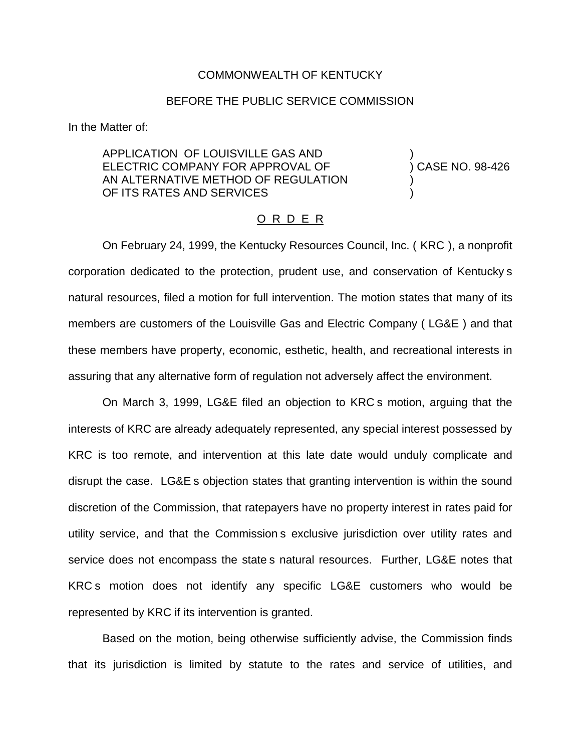COMMONWEALTH OF KENTUCKY

BEFORE THE PUBLIC SERVICE COMMISSION

In the Matter of:

| | |
|---|---|
| APPLICATION OF LOUISVILLE GAS AND ELECTRIC COMPANY FOR APPROVAL OF AN ALTERNATIVE METHOD OF REGULATION OF ITS RATES AND SERVICES | ) CASE NO. 98-426 |

O R D E R

On February 24, 1999, the Kentucky Resources Council, Inc. ( KRC ), a nonprofit corporation dedicated to the protection, prudent use, and conservation of Kentucky s natural resources, filed a motion for full intervention. The motion states that many of its members are customers of the Louisville Gas and Electric Company ( LG&E ) and that these members have property, economic, esthetic, health, and recreational interests in assuring that any alternative form of regulation not adversely affect the environment.

On March 3, 1999, LG&E filed an objection to KRC s motion, arguing that the interests of KRC are already adequately represented, any special interest possessed by KRC is too remote, and intervention at this late date would unduly complicate and disrupt the case. LG&E s objection states that granting intervention is within the sound discretion of the Commission, that ratepayers have no property interest in rates paid for utility service, and that the Commission s exclusive jurisdiction over utility rates and service does not encompass the state s natural resources. Further, LG&E notes that KRC s motion does not identify any specific LG&E customers who would be represented by KRC if its intervention is granted.

Based on the motion, being otherwise sufficiently advise, the Commission finds that its jurisdiction is limited by statute to the rates and service of utilities, and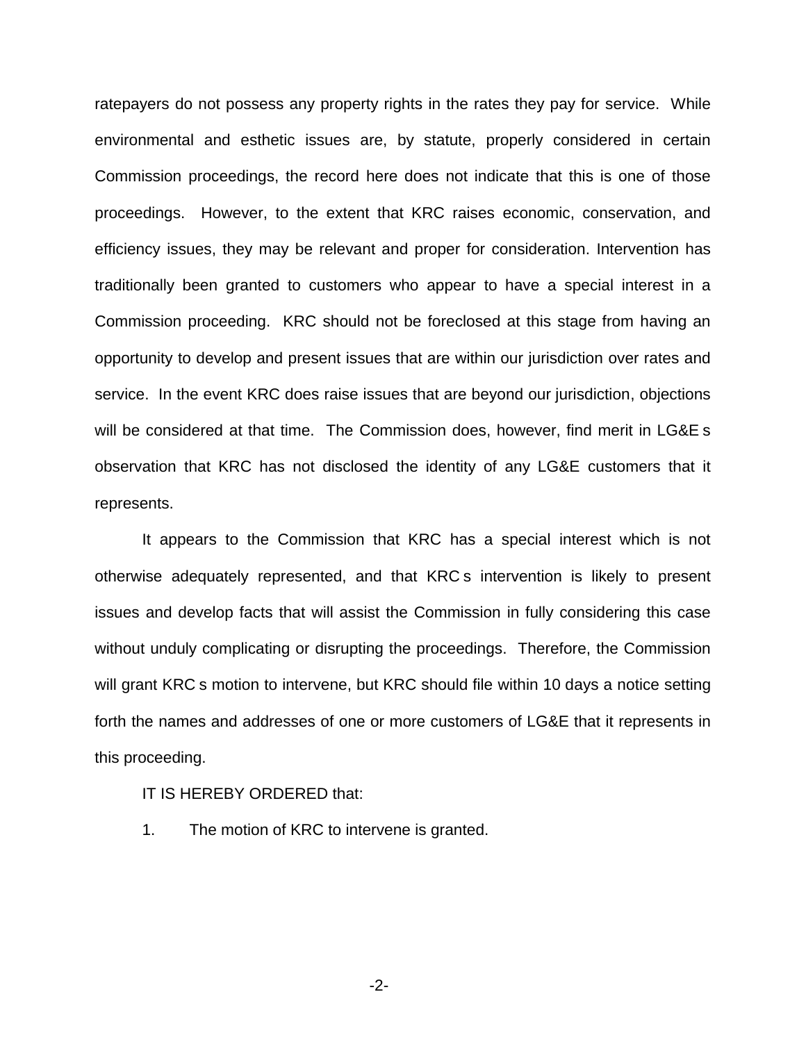ratepayers do not possess any property rights in the rates they pay for service. While environmental and esthetic issues are, by statute, properly considered in certain Commission proceedings, the record here does not indicate that this is one of those proceedings. However, to the extent that KRC raises economic, conservation, and efficiency issues, they may be relevant and proper for consideration. Intervention has traditionally been granted to customers who appear to have a special interest in a Commission proceeding. KRC should not be foreclosed at this stage from having an opportunity to develop and present issues that are within our jurisdiction over rates and service. In the event KRC does raise issues that are beyond our jurisdiction, objections will be considered at that time. The Commission does, however, find merit in LG&E s observation that KRC has not disclosed the identity of any LG&E customers that it represents.

It appears to the Commission that KRC has a special interest which is not otherwise adequately represented, and that KRC s intervention is likely to present issues and develop facts that will assist the Commission in fully considering this case without unduly complicating or disrupting the proceedings. Therefore, the Commission will grant KRC s motion to intervene, but KRC should file within 10 days a notice setting forth the names and addresses of one or more customers of LG&E that it represents in this proceeding.

IT IS HEREBY ORDERED that:

1. The motion of KRC to intervene is granted.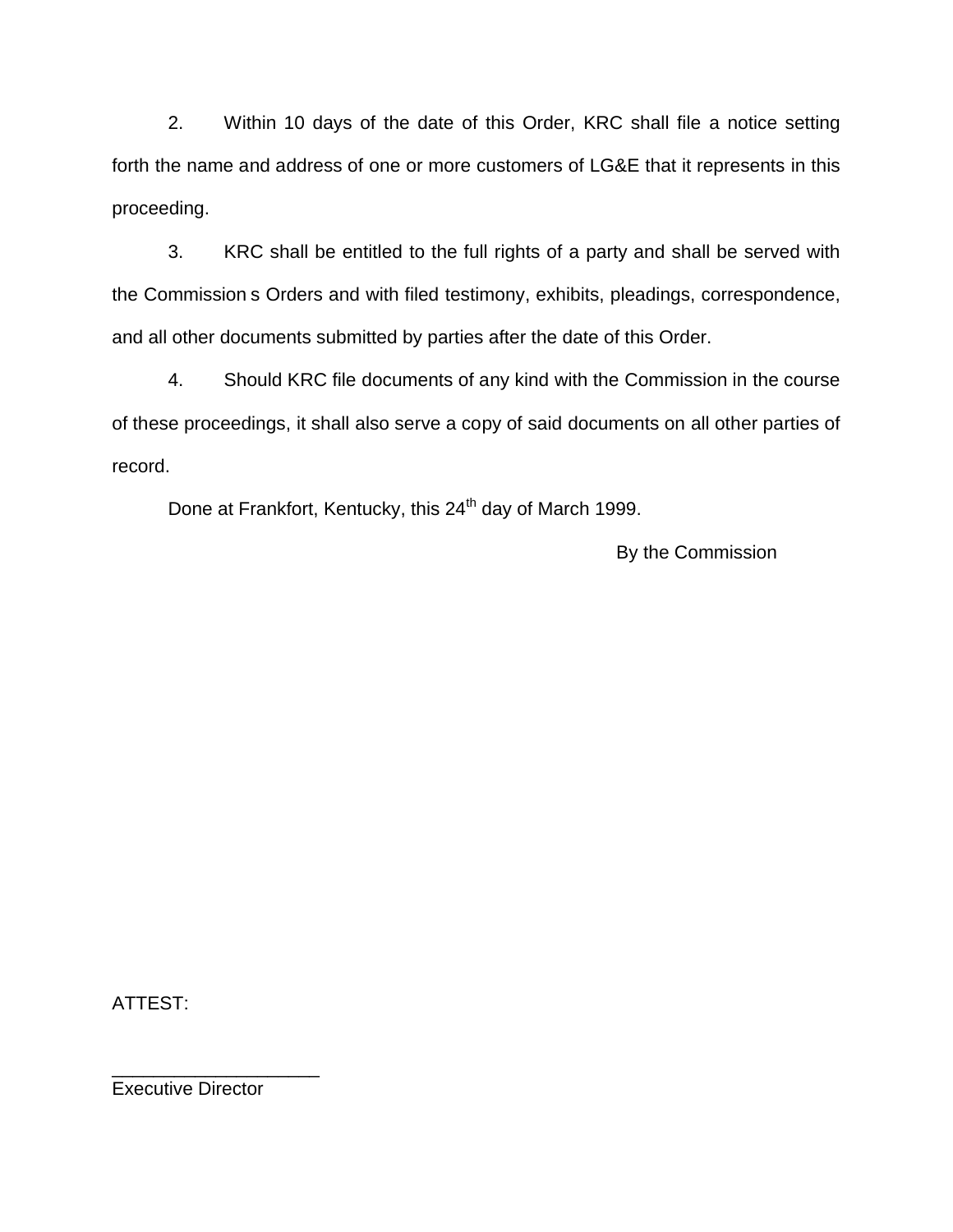2. Within 10 days of the date of this Order, KRC shall file a notice setting forth the name and address of one or more customers of LG&E that it represents in this proceeding.

3. KRC shall be entitled to the full rights of a party and shall be served with the Commission s Orders and with filed testimony, exhibits, pleadings, correspondence, and all other documents submitted by parties after the date of this Order.

4. Should KRC file documents of any kind with the Commission in the course of these proceedings, it shall also serve a copy of said documents on all other parties of record.

Done at Frankfort, Kentucky, this 24th day of March 1999.

By the Commission

ATTEST:

____________________
Executive Director